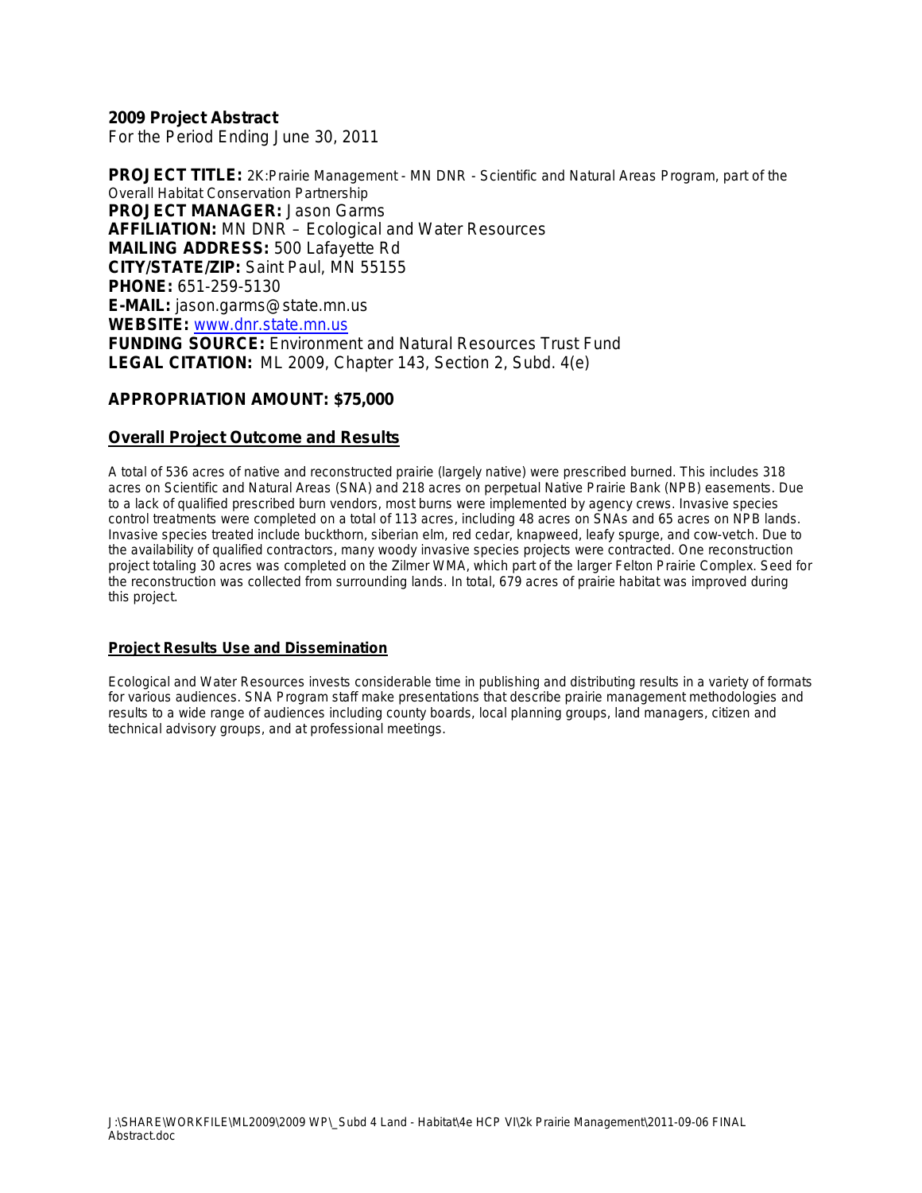**2009 Project Abstract**
For the Period Ending June 30, 2011

**PROJECT TITLE:** 2K:Prairie Management - MN DNR - Scientific and Natural Areas Program, part of the Overall Habitat Conservation Partnership
**PROJECT MANAGER:** Jason Garms
**AFFILIATION:** MN DNR – Ecological and Water Resources
**MAILING ADDRESS:** 500 Lafayette Rd
**CITY/STATE/ZIP:** Saint Paul, MN 55155
**PHONE:** 651-259-5130
**E-MAIL:** jason.garms@state.mn.us
**WEBSITE:** www.dnr.state.mn.us
**FUNDING SOURCE:** Environment and Natural Resources Trust Fund
**LEGAL CITATION:** ML 2009, Chapter 143, Section 2, Subd. 4(e)

**APPROPRIATION AMOUNT: $75,000**

## Overall Project Outcome and Results

A total of 536 acres of native and reconstructed prairie (largely native) were prescribed burned. This includes 318 acres on Scientific and Natural Areas (SNA) and 218 acres on perpetual Native Prairie Bank (NPB) easements. Due to a lack of qualified prescribed burn vendors, most burns were implemented by agency crews. Invasive species control treatments were completed on a total of 113 acres, including 48 acres on SNAs and 65 acres on NPB lands. Invasive species treated include buckthorn, siberian elm, red cedar, knapweed, leafy spurge, and cow-vetch. Due to the availability of qualified contractors, many woody invasive species projects were contracted. One reconstruction project totaling 30 acres was completed on the Zilmer WMA, which part of the larger Felton Prairie Complex. Seed for the reconstruction was collected from surrounding lands. In total, 679 acres of prairie habitat was improved during this project.

## Project Results Use and Dissemination

Ecological and Water Resources invests considerable time in publishing and distributing results in a variety of formats for various audiences. SNA Program staff make presentations that describe prairie management methodologies and results to a wide range of audiences including county boards, local planning groups, land managers, citizen and technical advisory groups, and at professional meetings.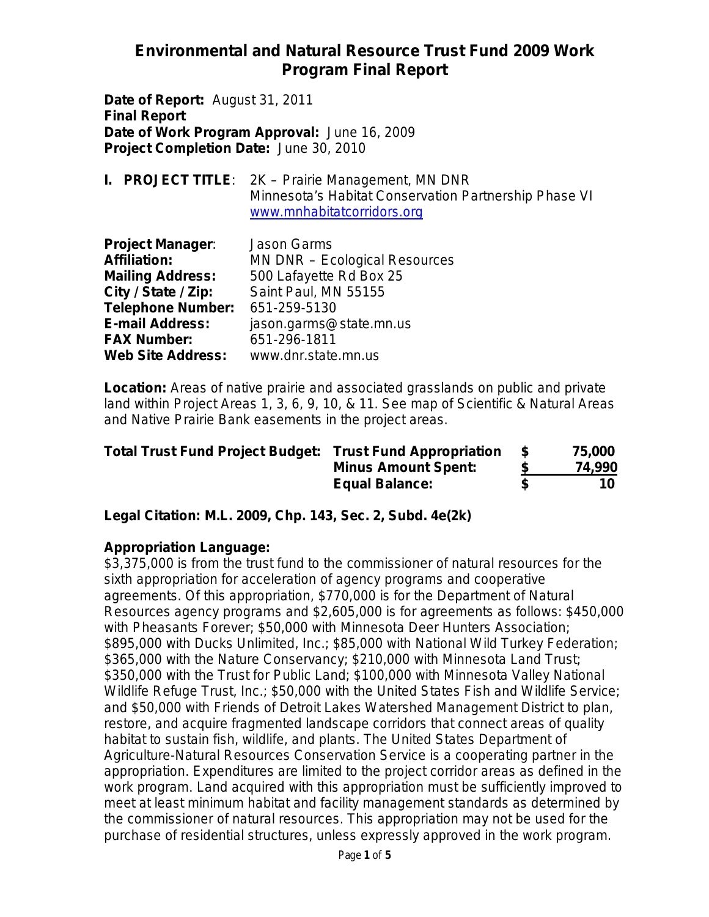# Environmental and Natural Resource Trust Fund 2009 Work Program Final Report

**Date of Report:** August 31, 2011
**Final Report**
**Date of Work Program Approval:** June 16, 2009
**Project Completion Date:** June 30, 2010

**I. PROJECT TITLE**: 2K – Prairie Management, MN DNR
Minnesota's Habitat Conservation Partnership Phase VI
www.mnhabitatcorridors.org

**Project Manager**: Jason Garms
**Affiliation:** MN DNR – Ecological Resources
**Mailing Address:** 500 Lafayette Rd Box 25
**City / State / Zip:** Saint Paul, MN 55155
**Telephone Number:** 651-259-5130
**E-mail Address:** jason.garms@state.mn.us
**FAX Number:** 651-296-1811
**Web Site Address:** www.dnr.state.mn.us

**Location:** Areas of native prairie and associated grasslands on public and private land within Project Areas 1, 3, 6, 9, 10, & 11. See map of Scientific & Natural Areas and Native Prairie Bank easements in the project areas.

| **Total Trust Fund Project Budget:** | **Trust Fund Appropriation** | **$** | **75,000** |
|---|---|---|---|
| | **Minus Amount Spent:** | **$** | **74,990** |
| | **Equal Balance:** | **$** | **10** |

**Legal Citation: M.L. 2009, Chp. 143, Sec. 2, Subd. 4e(2k)**

**Appropriation Language:**
$3,375,000 is from the trust fund to the commissioner of natural resources for the sixth appropriation for acceleration of agency programs and cooperative agreements. Of this appropriation, $770,000 is for the Department of Natural Resources agency programs and $2,605,000 is for agreements as follows: $450,000 with Pheasants Forever; $50,000 with Minnesota Deer Hunters Association; $895,000 with Ducks Unlimited, Inc.; $85,000 with National Wild Turkey Federation; $365,000 with the Nature Conservancy; $210,000 with Minnesota Land Trust; $350,000 with the Trust for Public Land; $100,000 with Minnesota Valley National Wildlife Refuge Trust, Inc.; $50,000 with the United States Fish and Wildlife Service; and $50,000 with Friends of Detroit Lakes Watershed Management District to plan, restore, and acquire fragmented landscape corridors that connect areas of quality habitat to sustain fish, wildlife, and plants. The United States Department of Agriculture-Natural Resources Conservation Service is a cooperating partner in the appropriation. Expenditures are limited to the project corridor areas as defined in the work program. Land acquired with this appropriation must be sufficiently improved to meet at least minimum habitat and facility management standards as determined by the commissioner of natural resources. This appropriation may not be used for the purchase of residential structures, unless expressly approved in the work program.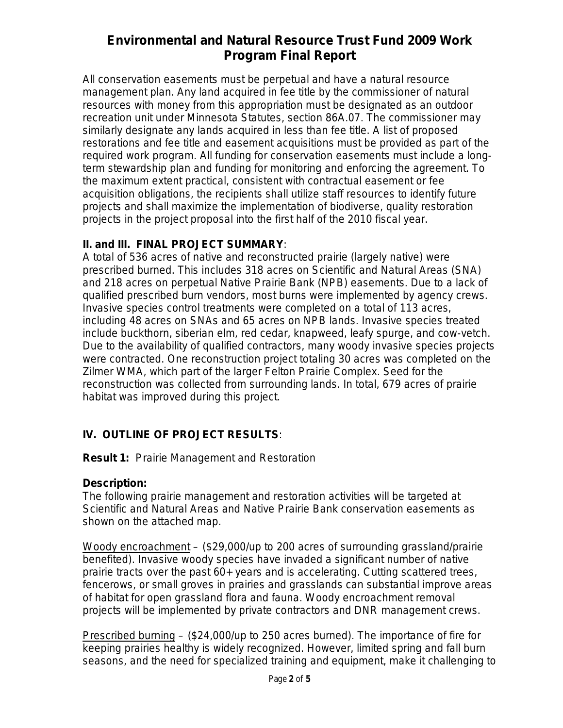# Environmental and Natural Resource Trust Fund 2009 Work Program Final Report

All conservation easements must be perpetual and have a natural resource management plan. Any land acquired in fee title by the commissioner of natural resources with money from this appropriation must be designated as an outdoor recreation unit under Minnesota Statutes, section 86A.07. The commissioner may similarly designate any lands acquired in less than fee title. A list of proposed restorations and fee title and easement acquisitions must be provided as part of the required work program. All funding for conservation easements must include a long-term stewardship plan and funding for monitoring and enforcing the agreement. To the maximum extent practical, consistent with contractual easement or fee acquisition obligations, the recipients shall utilize staff resources to identify future projects and shall maximize the implementation of biodiverse, quality restoration projects in the project proposal into the first half of the 2010 fiscal year.

## II. and III. FINAL PROJECT SUMMARY:

A total of 536 acres of native and reconstructed prairie (largely native) were prescribed burned. This includes 318 acres on Scientific and Natural Areas (SNA) and 218 acres on perpetual Native Prairie Bank (NPB) easements. Due to a lack of qualified prescribed burn vendors, most burns were implemented by agency crews. Invasive species control treatments were completed on a total of 113 acres, including 48 acres on SNAs and 65 acres on NPB lands. Invasive species treated include buckthorn, siberian elm, red cedar, knapweed, leafy spurge, and cow-vetch. Due to the availability of qualified contractors, many woody invasive species projects were contracted. One reconstruction project totaling 30 acres was completed on the Zilmer WMA, which part of the larger Felton Prairie Complex. Seed for the reconstruction was collected from surrounding lands. In total, 679 acres of prairie habitat was improved during this project.

## IV. OUTLINE OF PROJECT RESULTS:

**Result 1:** Prairie Management and Restoration

**Description:**

The following prairie management and restoration activities will be targeted at Scientific and Natural Areas and Native Prairie Bank conservation easements as shown on the attached map.

Woody encroachment – ($29,000/up to 200 acres of surrounding grassland/prairie benefited). Invasive woody species have invaded a significant number of native prairie tracts over the past 60+ years and is accelerating. Cutting scattered trees, fencerows, or small groves in prairies and grasslands can substantial improve areas of habitat for open grassland flora and fauna. Woody encroachment removal projects will be implemented by private contractors and DNR management crews.

Prescribed burning – ($24,000/up to 250 acres burned). The importance of fire for keeping prairies healthy is widely recognized. However, limited spring and fall burn seasons, and the need for specialized training and equipment, make it challenging to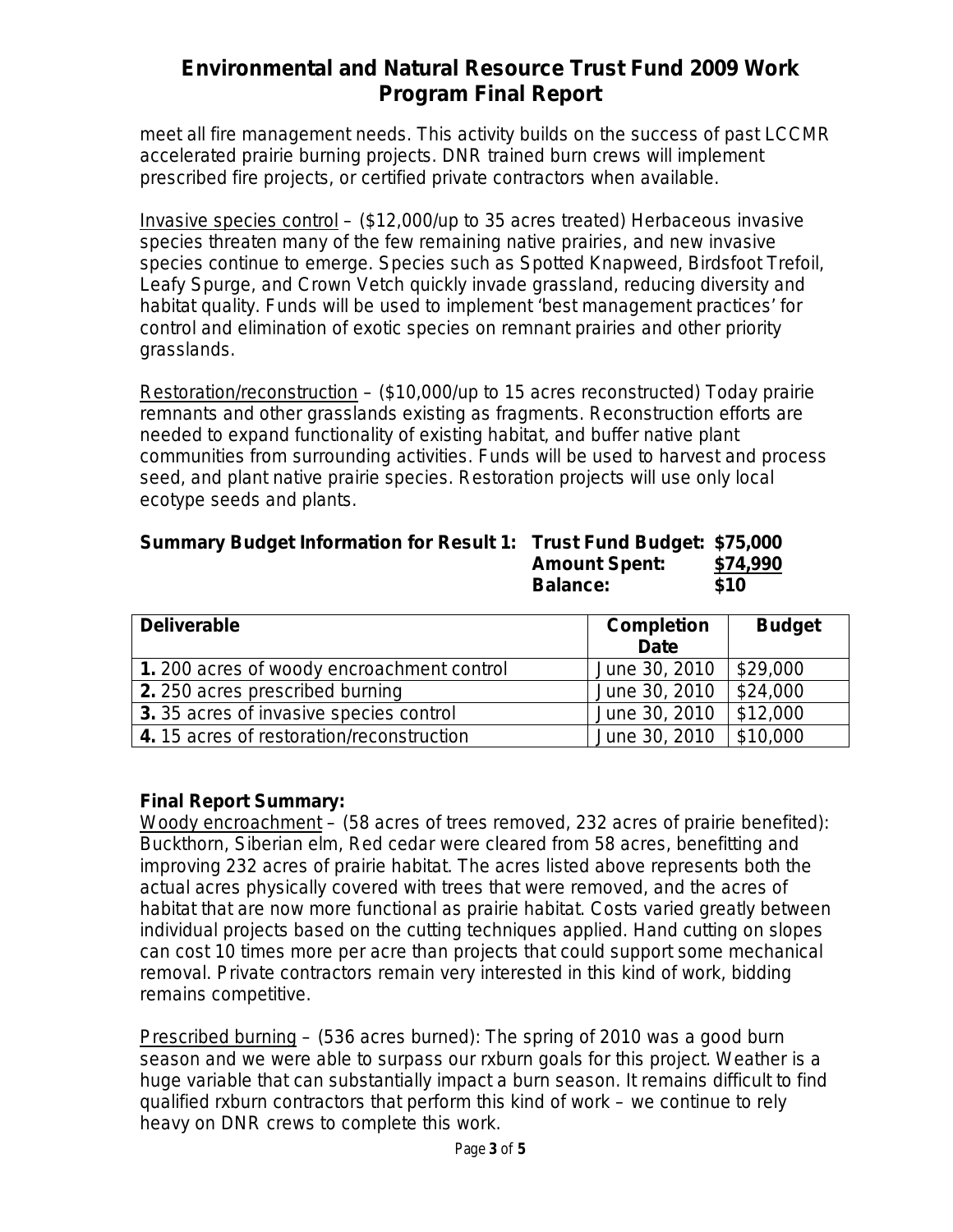meet all fire management needs. This activity builds on the success of past LCCMR accelerated prairie burning projects. DNR trained burn crews will implement prescribed fire projects, or certified private contractors when available.

Invasive species control – ($12,000/up to 35 acres treated) Herbaceous invasive species threaten many of the few remaining native prairies, and new invasive species continue to emerge. Species such as Spotted Knapweed, Birdsfoot Trefoil, Leafy Spurge, and Crown Vetch quickly invade grassland, reducing diversity and habitat quality. Funds will be used to implement 'best management practices' for control and elimination of exotic species on remnant prairies and other priority grasslands.

Restoration/reconstruction – ($10,000/up to 15 acres reconstructed) Today prairie remnants and other grasslands existing as fragments. Reconstruction efforts are needed to expand functionality of existing habitat, and buffer native plant communities from surrounding activities. Funds will be used to harvest and process seed, and plant native prairie species. Restoration projects will use only local ecotype seeds and plants.

**Summary Budget Information for Result 1: Trust Fund Budget: $75,000**
**Amount Spent: $74,990**
**Balance: $10**

| Deliverable | Completion Date | Budget |
|---|---|---|
| **1.** 200 acres of woody encroachment control | June 30, 2010 | $29,000 |
| **2.** 250 acres prescribed burning | June 30, 2010 | $24,000 |
| **3.** 35 acres of invasive species control | June 30, 2010 | $12,000 |
| **4.** 15 acres of restoration/reconstruction | June 30, 2010 | $10,000 |

**Final Report Summary:**

Woody encroachment – (58 acres of trees removed, 232 acres of prairie benefited): Buckthorn, Siberian elm, Red cedar were cleared from 58 acres, benefitting and improving 232 acres of prairie habitat. The acres listed above represents both the actual acres physically covered with trees that were removed, and the acres of habitat that are now more functional as prairie habitat. Costs varied greatly between individual projects based on the cutting techniques applied. Hand cutting on slopes can cost 10 times more per acre than projects that could support some mechanical removal. Private contractors remain very interested in this kind of work, bidding remains competitive.

Prescribed burning – (536 acres burned): The spring of 2010 was a good burn season and we were able to surpass our rxburn goals for this project. Weather is a huge variable that can substantially impact a burn season. It remains difficult to find qualified rxburn contractors that perform this kind of work – we continue to rely heavy on DNR crews to complete this work.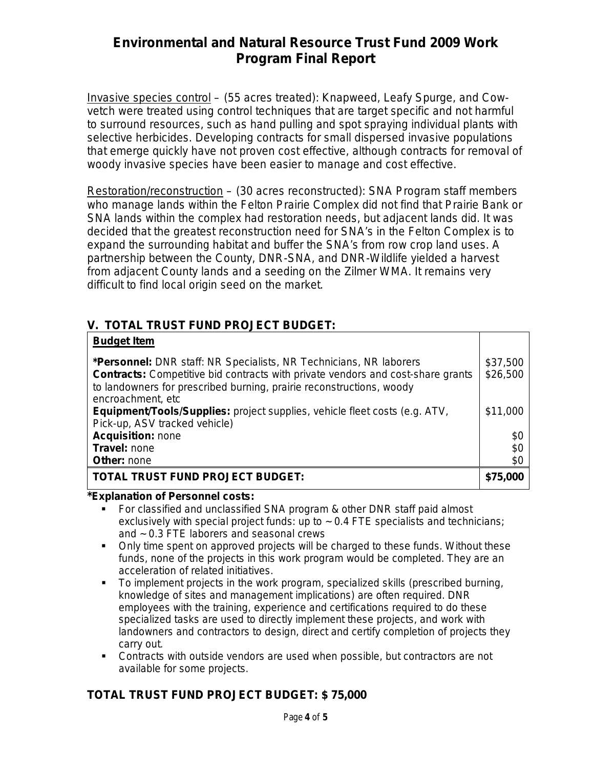Invasive species control – (55 acres treated): Knapweed, Leafy Spurge, and Cow-vetch were treated using control techniques that are target specific and not harmful to surround resources, such as hand pulling and spot spraying individual plants with selective herbicides. Developing contracts for small dispersed invasive populations that emerge quickly have not proven cost effective, although contracts for removal of woody invasive species have been easier to manage and cost effective.

Restoration/reconstruction – (30 acres reconstructed): SNA Program staff members who manage lands within the Felton Prairie Complex did not find that Prairie Bank or SNA lands within the complex had restoration needs, but adjacent lands did. It was decided that the greatest reconstruction need for SNA's in the Felton Complex is to expand the surrounding habitat and buffer the SNA's from row crop land uses. A partnership between the County, DNR-SNA, and DNR-Wildlife yielded a harvest from adjacent County lands and a seeding on the Zilmer WMA. It remains very difficult to find local origin seed on the market.

## V. TOTAL TRUST FUND PROJECT BUDGET:

| **Budget Item** | |
|---|---|
| ***Personnel:** DNR staff: NR Specialists, NR Technicians, NR laborers | $37,500 |
| **Contracts:** Competitive bid contracts with private vendors and cost-share grants to landowners for prescribed burning, prairie reconstructions, woody encroachment, etc | $26,500 |
| **Equipment/Tools/Supplies:** project supplies, vehicle fleet costs (e.g. ATV, Pick-up, ASV tracked vehicle) | $11,000 |
| **Acquisition:** none | $0 |
| **Travel:** none | $0 |
| **Other:** none | $0 |
| **TOTAL TRUST FUND PROJECT BUDGET:** | **$75,000** |

***Explanation of Personnel costs:**

- For classified and unclassified SNA program & other DNR staff paid almost exclusively with special project funds: up to ~0.4 FTE specialists and technicians; and ~0.3 FTE laborers and seasonal crews
- Only time spent on approved projects will be charged to these funds. Without these funds, none of the projects in this work program would be completed. They are an acceleration of related initiatives.
- To implement projects in the work program, specialized skills (prescribed burning, knowledge of sites and management implications) are often required. DNR employees with the training, experience and certifications required to do these specialized tasks are used to directly implement these projects, and work with landowners and contractors to design, direct and certify completion of projects they carry out.
- Contracts with outside vendors are used when possible, but contractors are not available for some projects.

## TOTAL TRUST FUND PROJECT BUDGET: $ 75,000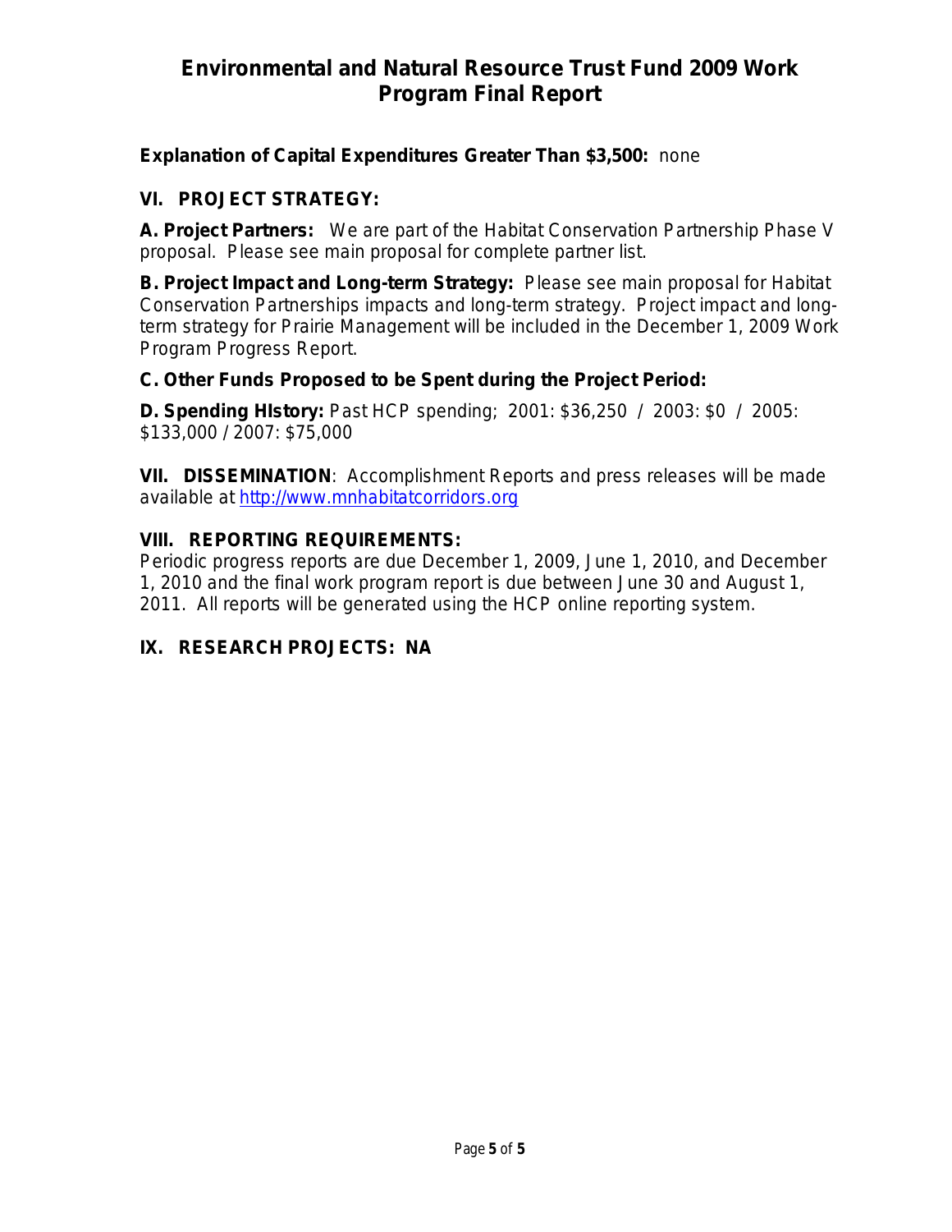**Explanation of Capital Expenditures Greater Than $3,500:** none

## VI. PROJECT STRATEGY:

**A. Project Partners:** We are part of the Habitat Conservation Partnership Phase V proposal. Please see main proposal for complete partner list.

**B. Project Impact and Long-term Strategy:** Please see main proposal for Habitat Conservation Partnerships impacts and long-term strategy. Project impact and long-term strategy for Prairie Management will be included in the December 1, 2009 Work Program Progress Report.

**C. Other Funds Proposed to be Spent during the Project Period:**

**D. Spending HIstory:** Past HCP spending; 2001: $36,250 / 2003: $0 / 2005: $133,000 / 2007: $75,000

**VII. DISSEMINATION**: Accomplishment Reports and press releases will be made available at http://www.mnhabitatcorridors.org

## VIII. REPORTING REQUIREMENTS:

Periodic progress reports are due December 1, 2009, June 1, 2010, and December 1, 2010 and the final work program report is due between June 30 and August 1, 2011. All reports will be generated using the HCP online reporting system.

## IX. RESEARCH PROJECTS: NA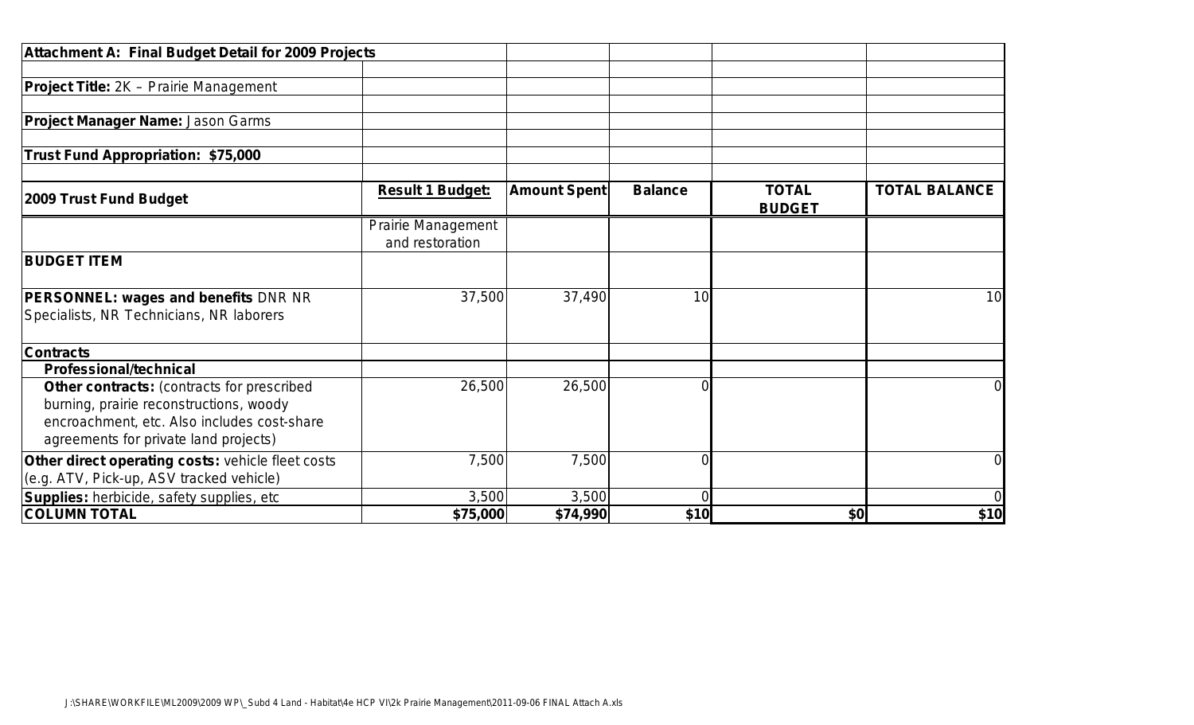**Attachment A: Final Budget Detail for 2009 Projects**

**Project Title:** 2K – Prairie Management

**Project Manager Name:** Jason Garms

**Trust Fund Appropriation: $75,000**

| 2009 Trust Fund Budget | Result 1 Budget: | Amount Spent | Balance | TOTAL BUDGET | TOTAL BALANCE |
|---|---|---|---|---|---|
| | Prairie Management and restoration | | | | |
| **BUDGET ITEM** | | | | | |
| **PERSONNEL: wages and benefits** DNR NR Specialists, NR Technicians, NR laborers | 37,500 | 37,490 | 10 | | 10 |
| **Contracts** | | | | | |
| **Professional/technical** | | | | | |
| **Other contracts:** (contracts for prescribed burning, prairie reconstructions, woody encroachment, etc. Also includes cost-share agreements for private land projects) | 26,500 | 26,500 | 0 | | 0 |
| **Other direct operating costs:** vehicle fleet costs (e.g. ATV, Pick-up, ASV tracked vehicle) | 7,500 | 7,500 | 0 | | 0 |
| **Supplies:** herbicide, safety supplies, etc | 3,500 | 3,500 | 0 | | 0 |
| **COLUMN TOTAL** | **$75,000** | **$74,990** | **$10** | **$0** | **$10** |

J:\SHARE\WORKFILE\ML2009\2009 WP\_Subd 4 Land - Habitat\4e HCP VI\2k Prairie Management\2011-09-06 FINAL Attach A.xls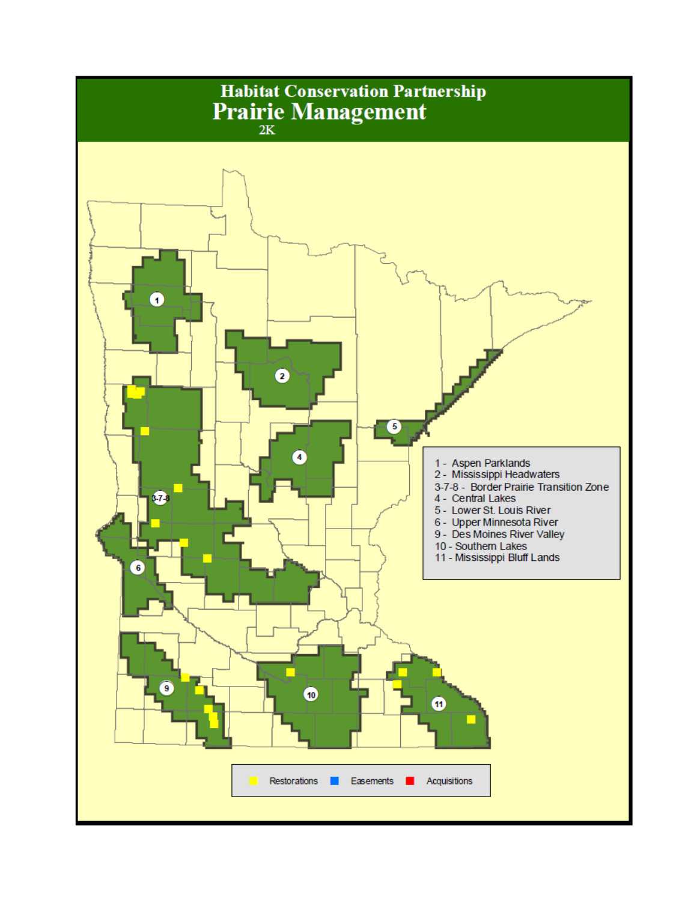# Habitat Conservation Partnership

## Prairie Management

2K

1 - Aspen Parklands
2 - Mississippi Headwaters
3-7-8 - Border Prairie Transition Zone
4 - Central Lakes
5 - Lower St. Louis River
6 - Upper Minnesota River
9 - Des Moines River Valley
10 - Southern Lakes
11 - Mississippi Bluff Lands

1
2
3-7-8
4
5
6
9
10
11

Restorations
Easements
Acquisitions